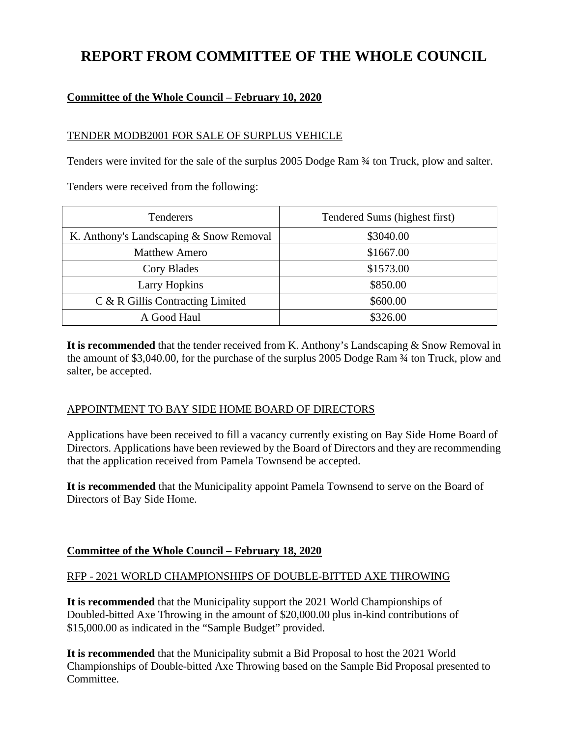# REPORT FROM COMMITTEE OF THE WHOLE COUNCIL

**Committee of the Whole Council – February 10, 2020**

TENDER MODB2001 FOR SALE OF SURPLUS VEHICLE

Tenders were invited for the sale of the surplus 2005 Dodge Ram ¾ ton Truck, plow and salter.

Tenders were received from the following:

| Tenderers | Tendered Sums (highest first) |
| --- | --- |
| K. Anthony's Landscaping & Snow Removal | \$3040.00 |
| Matthew Amero | \$1667.00 |
| Cory Blades | \$1573.00 |
| Larry Hopkins | \$850.00 |
| C & R Gillis Contracting Limited | \$600.00 |
| A Good Haul | \$326.00 |

**It is recommended** that the tender received from K. Anthony's Landscaping & Snow Removal in the amount of \$3,040.00, for the purchase of the surplus 2005 Dodge Ram ¾ ton Truck, plow and salter, be accepted.

APPOINTMENT TO BAY SIDE HOME BOARD OF DIRECTORS

Applications have been received to fill a vacancy currently existing on Bay Side Home Board of Directors. Applications have been reviewed by the Board of Directors and they are recommending that the application received from Pamela Townsend be accepted.

**It is recommended** that the Municipality appoint Pamela Townsend to serve on the Board of Directors of Bay Side Home.

**Committee of the Whole Council – February 18, 2020**

RFP - 2021 WORLD CHAMPIONSHIPS OF DOUBLE-BITTED AXE THROWING

**It is recommended** that the Municipality support the 2021 World Championships of Doubled-bitted Axe Throwing in the amount of \$20,000.00 plus in-kind contributions of \$15,000.00 as indicated in the "Sample Budget" provided.

**It is recommended** that the Municipality submit a Bid Proposal to host the 2021 World Championships of Double-bitted Axe Throwing based on the Sample Bid Proposal presented to Committee.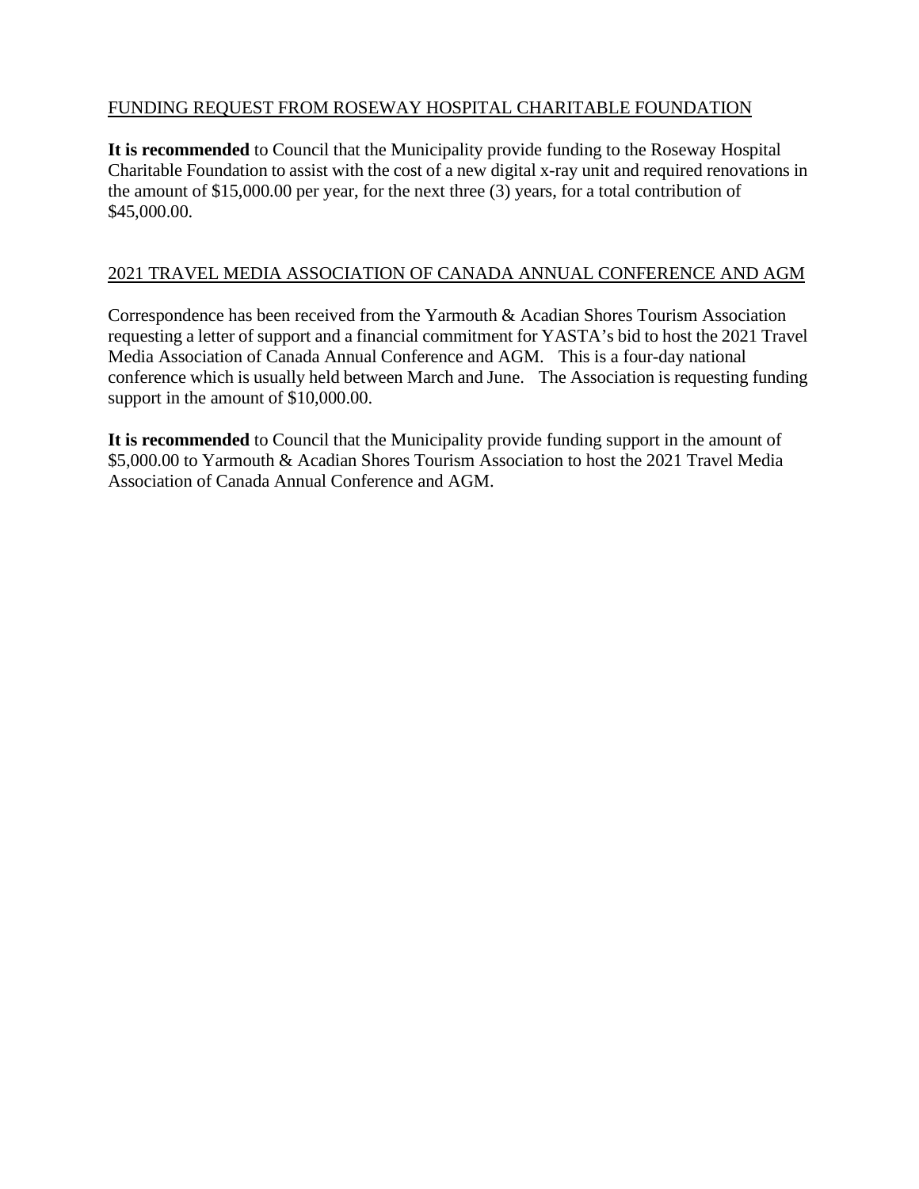FUNDING REQUEST FROM ROSEWAY HOSPITAL CHARITABLE FOUNDATION

**It is recommended** to Council that the Municipality provide funding to the Roseway Hospital Charitable Foundation to assist with the cost of a new digital x-ray unit and required renovations in the amount of $15,000.00 per year, for the next three (3) years, for a total contribution of $45,000.00.

2021 TRAVEL MEDIA ASSOCIATION OF CANADA ANNUAL CONFERENCE AND AGM

Correspondence has been received from the Yarmouth & Acadian Shores Tourism Association requesting a letter of support and a financial commitment for YASTA's bid to host the 2021 Travel Media Association of Canada Annual Conference and AGM. This is a four-day national conference which is usually held between March and June. The Association is requesting funding support in the amount of $10,000.00.

**It is recommended** to Council that the Municipality provide funding support in the amount of $5,000.00 to Yarmouth & Acadian Shores Tourism Association to host the 2021 Travel Media Association of Canada Annual Conference and AGM.